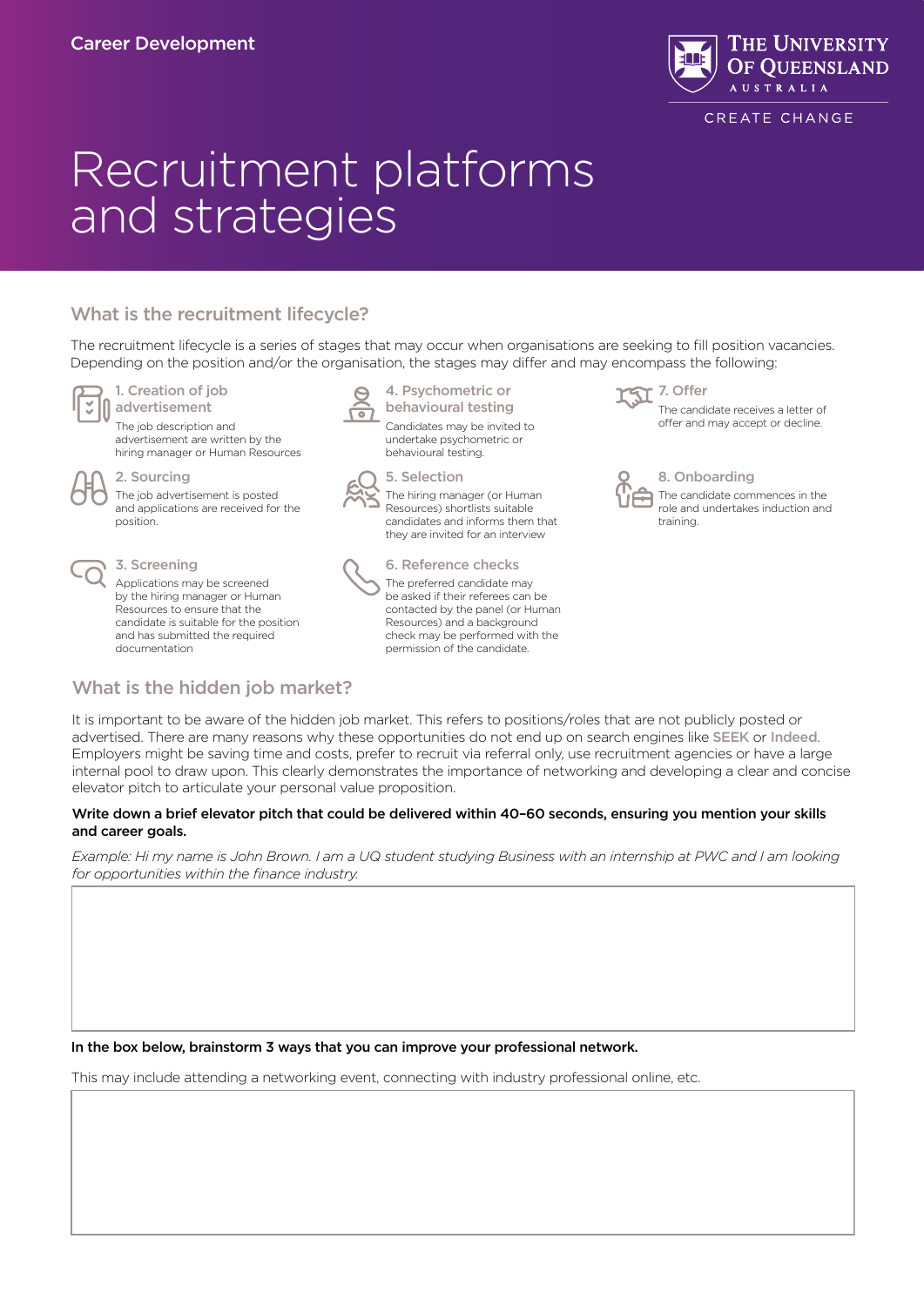Career Development

# Recruitment platforms and strategies

## What is the recruitment lifecycle?

The recruitment lifecycle is a series of stages that may occur when organisations are seeking to fill position vacancies. Depending on the position and/or the organisation, the stages may differ and may encompass the following:

### 1. Creation of job advertisement

The job description and advertisement are written by the hiring manager or Human Resources

### 2. Sourcing

The job advertisement is posted and applications are received for the position.

### 3. Screening

Applications may be screened by the hiring manager or Human Resources to ensure that the candidate is suitable for the position and has submitted the required documentation

### 4. Psychometric or behavioural testing

Candidates may be invited to undertake psychometric or behavioural testing.

### 5. Selection

The hiring manager (or Human Resources) shortlists suitable candidates and informs them that they are invited for an interview

### 6. Reference checks

The preferred candidate may be asked if their referees can be contacted by the panel (or Human Resources) and a background check may be performed with the permission of the candidate.

### 7. Offer

The candidate receives a letter of offer and may accept or decline.

### 8. Onboarding

The candidate commences in the role and undertakes induction and training.

## What is the hidden job market?

It is important to be aware of the hidden job market. This refers to positions/roles that are not publicly posted or advertised. There are many reasons why these opportunities do not end up on search engines like SEEK or Indeed. Employers might be saving time and costs, prefer to recruit via referral only, use recruitment agencies or have a large internal pool to draw upon. This clearly demonstrates the importance of networking and developing a clear and concise elevator pitch to articulate your personal value proposition.

**Write down a brief elevator pitch that could be delivered within 40–60 seconds, ensuring you mention your skills and career goals.**

*Example: Hi my name is John Brown. I am a UQ student studying Business with an internship at PWC and I am looking for opportunities within the finance industry.*

**In the box below, brainstorm 3 ways that you can improve your professional network.**

This may include attending a networking event, connecting with industry professional online, etc.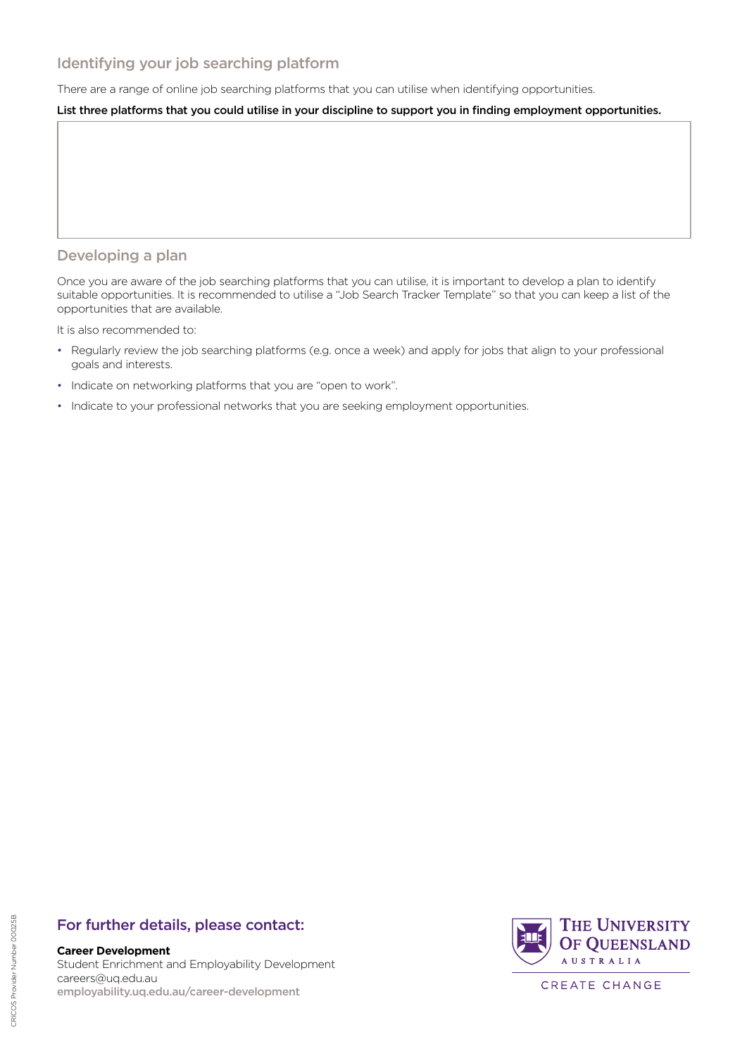## Identifying your job searching platform

There are a range of online job searching platforms that you can utilise when identifying opportunities.

**List three platforms that you could utilise in your discipline to support you in finding employment opportunities.**

## Developing a plan

Once you are aware of the job searching platforms that you can utilise, it is important to develop a plan to identify suitable opportunities. It is recommended to utilise a "Job Search Tracker Template" so that you can keep a list of the opportunities that are available.

It is also recommended to:

- Regularly review the job searching platforms (e.g. once a week) and apply for jobs that align to your professional goals and interests.
- Indicate on networking platforms that you are "open to work".
- Indicate to your professional networks that you are seeking employment opportunities.

## For further details, please contact:

**Career Development**
Student Enrichment and Employability Development
careers@uq.edu.au
employability.uq.edu.au/career-development

The University of Queensland
Australia

CREATE CHANGE

CRICOS Provider Number 00025B